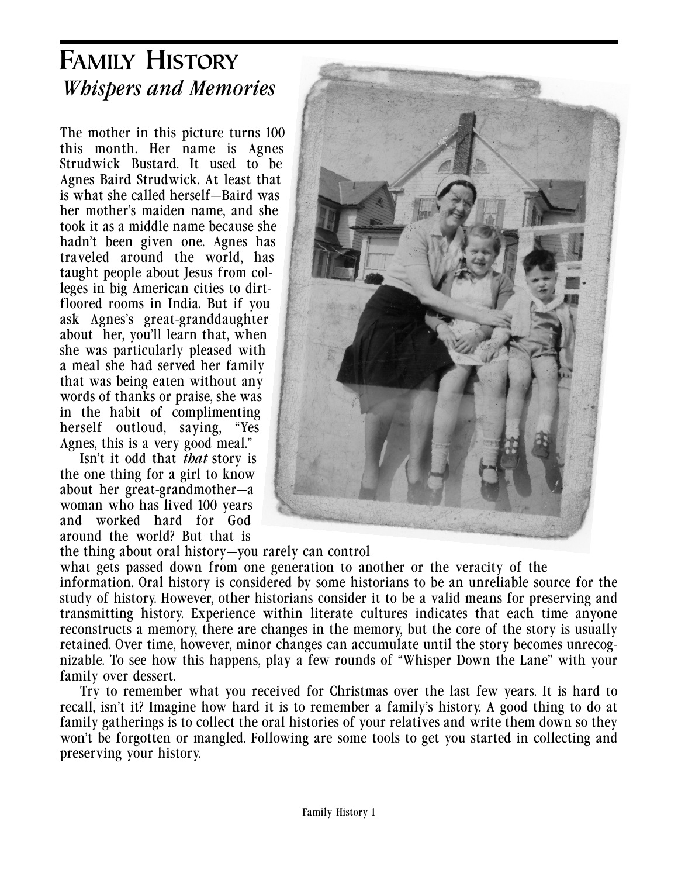# Family History

## *Whispers and Memories*

The mother in this picture turns 100 this month. Her name is Agnes Strudwick Bustard. It used to be Agnes Baird Strudwick. At least that is what she called herself—Baird was her mother's maiden name, and she took it as a middle name because she hadn't been given one. Agnes has traveled around the world, has taught people about Jesus from colleges in big American cities to dirt-floored rooms in India. But if you ask Agnes's great-granddaughter about her, you'll learn that, when she was particularly pleased with a meal she had served her family that was being eaten without any words of thanks or praise, she was in the habit of complimenting herself outloud, saying, "Yes Agnes, this is a very good meal."

Isn't it odd that *that* story is the one thing for a girl to know about her great-grandmother—a woman who has lived 100 years and worked hard for God around the world? But that is the thing about oral history—you rarely can control what gets passed down from one generation to another or the veracity of the information. Oral history is considered by some historians to be an unreliable source for the study of history. However, other historians consider it to be a valid means for preserving and transmitting history. Experience within literate cultures indicates that each time anyone reconstructs a memory, there are changes in the memory, but the core of the story is usually retained. Over time, however, minor changes can accumulate until the story becomes unrecognizable. To see how this happens, play a few rounds of "Whisper Down the Lane" with your family over dessert.

Try to remember what you received for Christmas over the last few years. It is hard to recall, isn't it? Imagine how hard it is to remember a family's history. A good thing to do at family gatherings is to collect the oral histories of your relatives and write them down so they won't be forgotten or mangled. Following are some tools to get you started in collecting and preserving your history.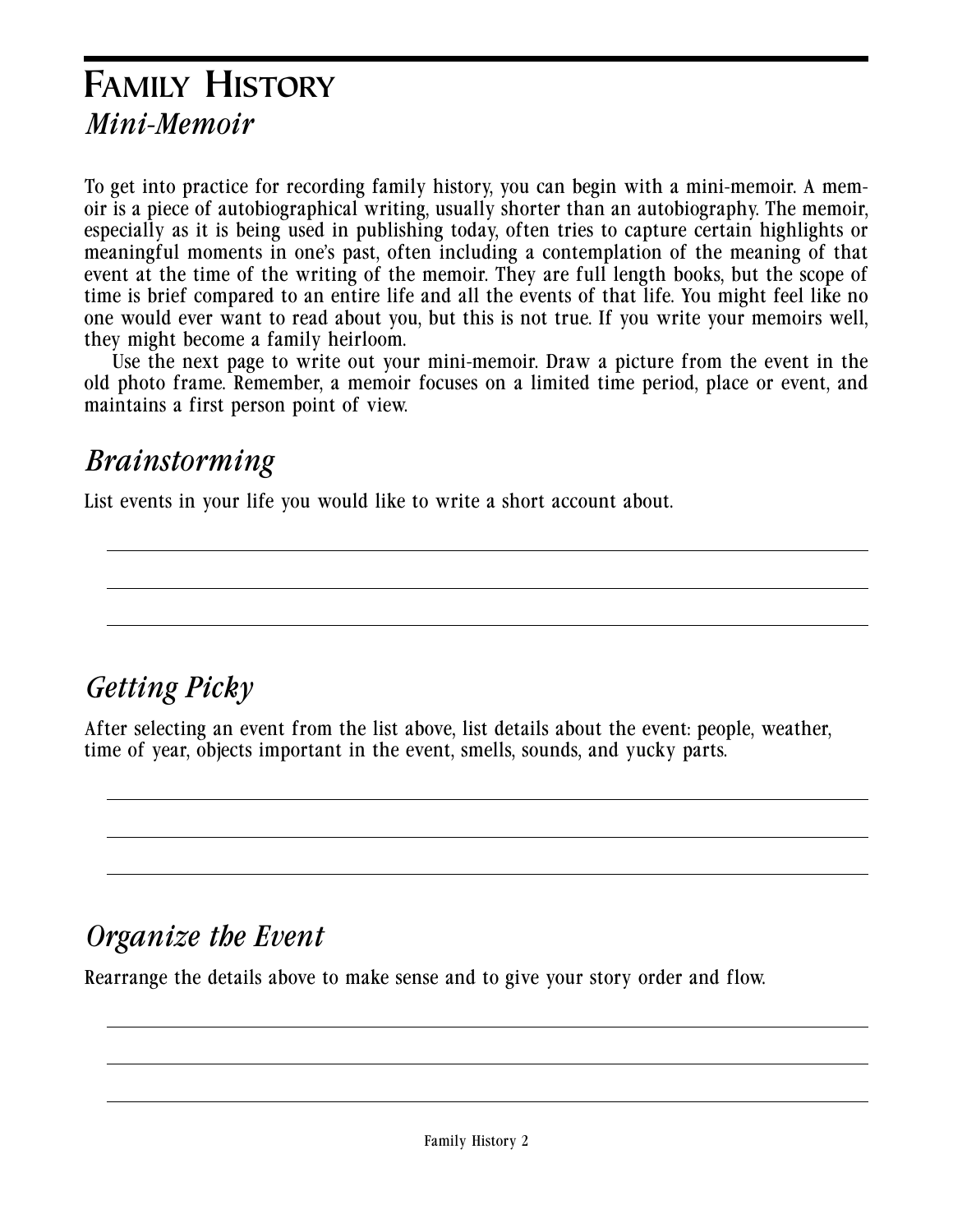# Family History

## *Mini-Memoir*

To get into practice for recording family history, you can begin with a mini-memoir. A memoir is a piece of autobiographical writing, usually shorter than an autobiography. The memoir, especially as it is being used in publishing today, often tries to capture certain highlights or meaningful moments in one's past, often including a contemplation of the meaning of that event at the time of the writing of the memoir. They are full length books, but the scope of time is brief compared to an entire life and all the events of that life. You might feel like no one would ever want to read about you, but this is not true. If you write your memoirs well, they might become a family heirloom.

Use the next page to write out your mini-memoir. Draw a picture from the event in the old photo frame. Remember, a memoir focuses on a limited time period, place or event, and maintains a first person point of view.

## *Brainstorming*

List events in your life you would like to write a short account about.

______________________________________________

______________________________________________

______________________________________________

## *Getting Picky*

After selecting an event from the list above, list details about the event: people, weather, time of year, objects important in the event, smells, sounds, and yucky parts.

______________________________________________

______________________________________________

______________________________________________

## *Organize the Event*

Rearrange the details above to make sense and to give your story order and flow.

______________________________________________

______________________________________________

______________________________________________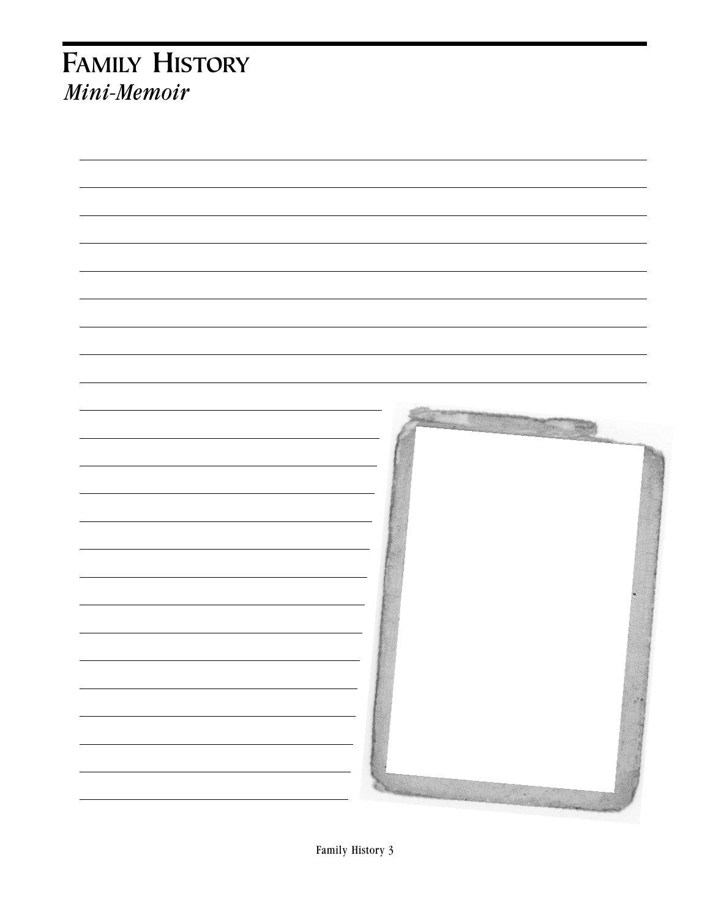# Family History

*Mini-Memoir*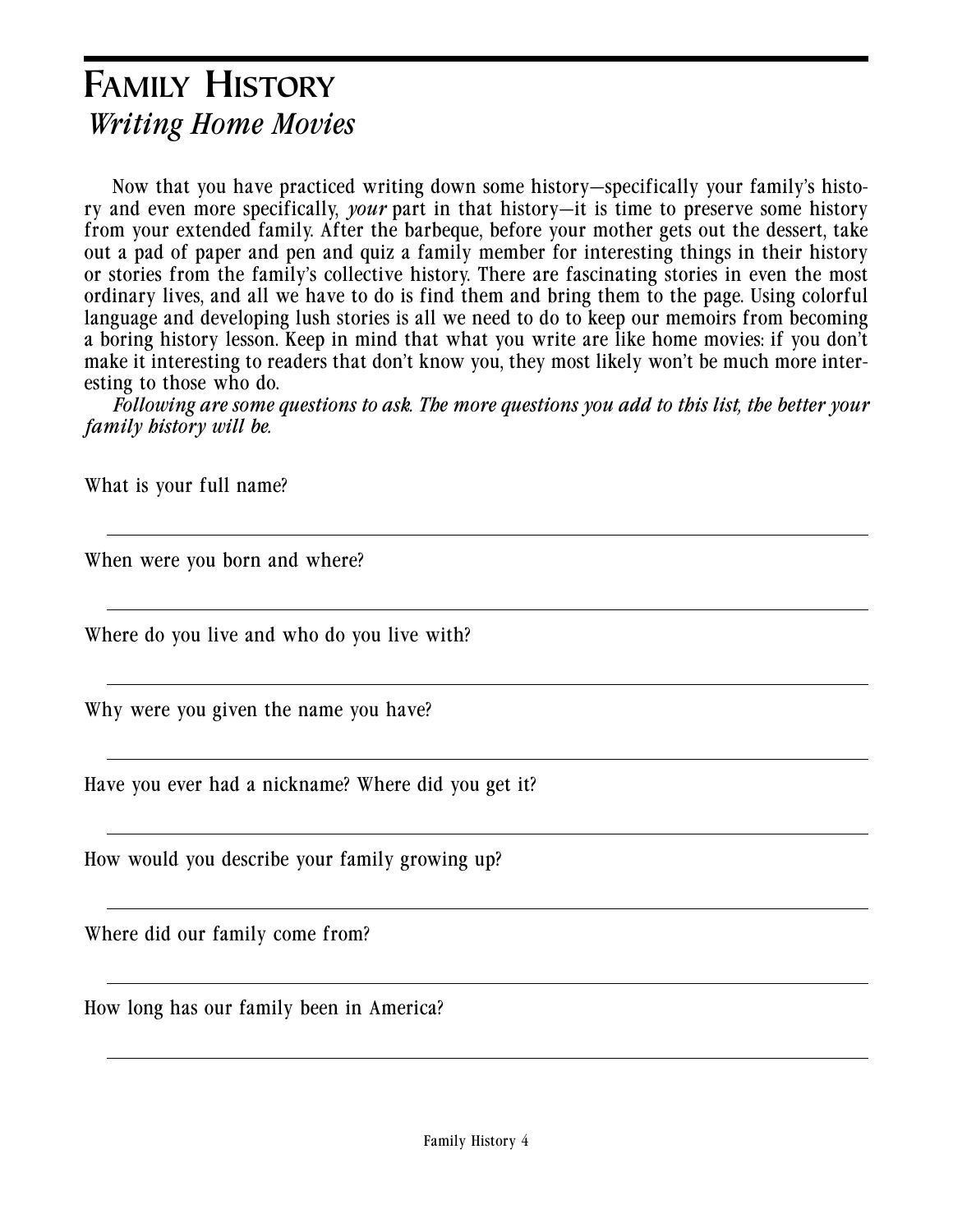# Family History

## *Writing Home Movies*

Now that you have practiced writing down some history—specifically your family's history and even more specifically, *your* part in that history—it is time to preserve some history from your extended family. After the barbeque, before your mother gets out the dessert, take out a pad of paper and pen and quiz a family member for interesting things in their history or stories from the family's collective history. There are fascinating stories in even the most ordinary lives, and all we have to do is find them and bring them to the page. Using colorful language and developing lush stories is all we need to do to keep our memoirs from becoming a boring history lesson. Keep in mind that what you write are like home movies: if you don't make it interesting to readers that don't know you, they most likely won't be much more interesting to those who do.

*Following are some questions to ask. The more questions you add to this list, the better your family history will be.*

What is your full name?

---

When were you born and where?

---

Where do you live and who do you live with?

---

Why were you given the name you have?

---

Have you ever had a nickname? Where did you get it?

---

How would you describe your family growing up?

---

Where did our family come from?

---

How long has our family been in America?

---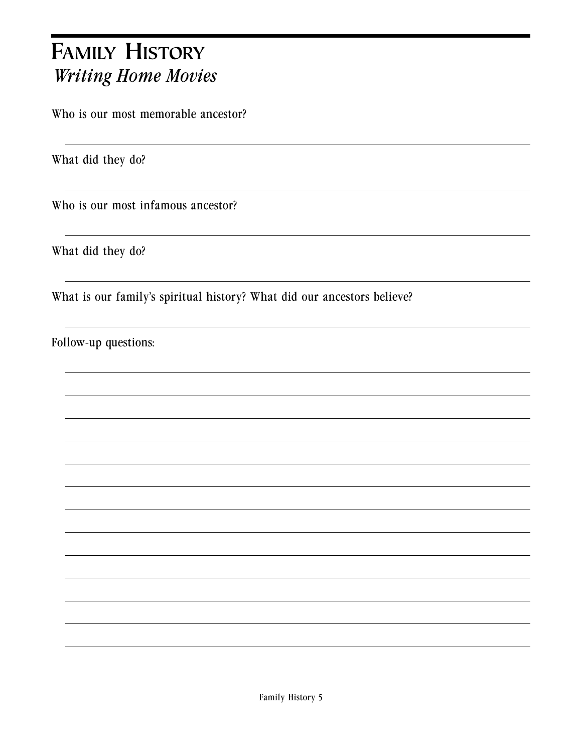# Family History

*Writing Home Movies*

Who is our most memorable ancestor?

What did they do?

Who is our most infamous ancestor?

What did they do?

What is our family's spiritual history? What did our ancestors believe?

Follow-up questions: